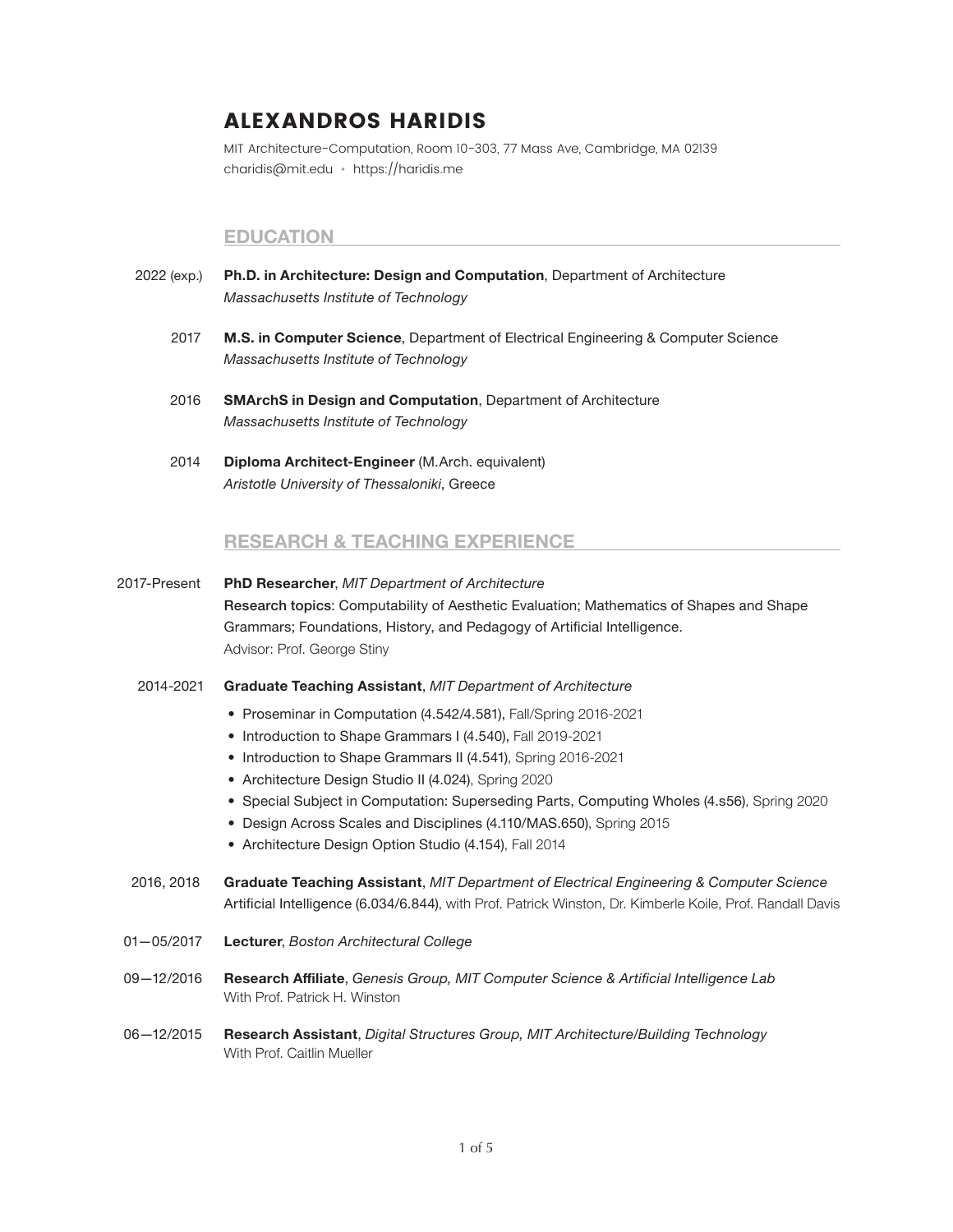# ALEXANDROS HARIDIS

MIT Architecture-Computation, Room 10-303, 77 Mass Ave, Cambridge, MA 02139
charidis@mit.edu • https://haridis.me

## EDUCATION

2022 (exp.) **Ph.D. in Architecture: Design and Computation**, Department of Architecture
*Massachusetts Institute of Technology*

2017 **M.S. in Computer Science**, Department of Electrical Engineering & Computer Science
*Massachusetts Institute of Technology*

2016 **SMArchS in Design and Computation**, Department of Architecture
*Massachusetts Institute of Technology*

2014 **Diploma Architect-Engineer** (M.Arch. equivalent)
*Aristotle University of Thessaloniki*, Greece

## RESEARCH & TEACHING EXPERIENCE

2017-Present **PhD Researcher**, *MIT Department of Architecture*
Research topics: Computability of Aesthetic Evaluation; Mathematics of Shapes and Shape Grammars; Foundations, History, and Pedagogy of Artificial Intelligence.
Advisor: Prof. George Stiny

2014-2021 **Graduate Teaching Assistant**, *MIT Department of Architecture*

- Proseminar in Computation (4.542/4.581), Fall/Spring 2016-2021
- Introduction to Shape Grammars I (4.540), Fall 2019-2021
- Introduction to Shape Grammars II (4.541), Spring 2016-2021
- Architecture Design Studio II (4.024), Spring 2020
- Special Subject in Computation: Superseding Parts, Computing Wholes (4.s56), Spring 2020
- Design Across Scales and Disciplines (4.110/MAS.650), Spring 2015
- Architecture Design Option Studio (4.154), Fall 2014

2016, 2018 **Graduate Teaching Assistant**, *MIT Department of Electrical Engineering & Computer Science*
Artificial Intelligence (6.034/6.844), with Prof. Patrick Winston, Dr. Kimberle Koile, Prof. Randall Davis

01—05/2017 **Lecturer**, *Boston Architectural College*

09—12/2016 **Research Affiliate**, *Genesis Group, MIT Computer Science & Artificial Intelligence Lab*
With Prof. Patrick H. Winston

06—12/2015 **Research Assistant**, *Digital Structures Group, MIT Architecture/Building Technology*
With Prof. Caitlin Mueller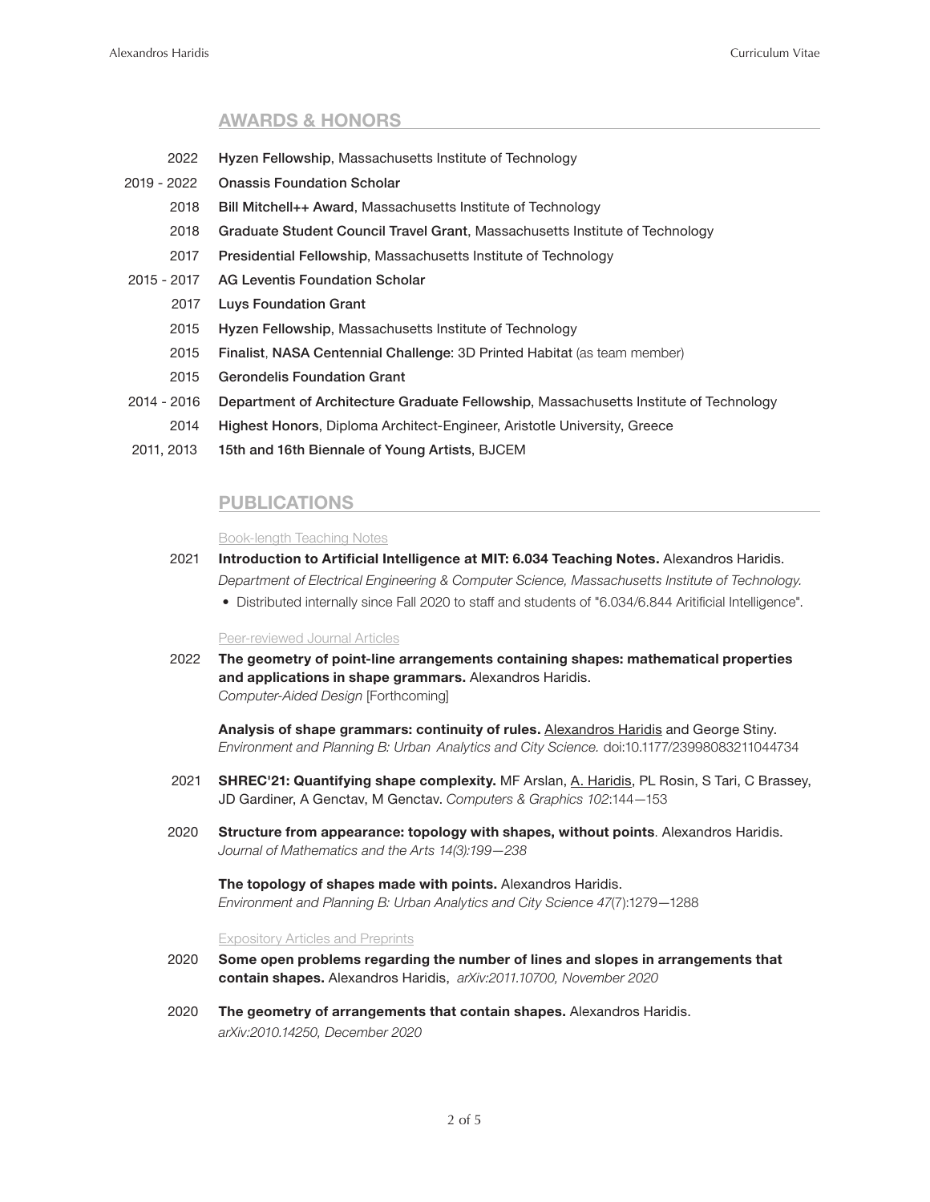## AWARDS & HONORS

- 2022 **Hyzen Fellowship**, Massachusetts Institute of Technology
- 2019 - 2022 **Onassis Foundation Scholar**
- 2018 **Bill Mitchell++ Award**, Massachusetts Institute of Technology
- 2018 **Graduate Student Council Travel Grant**, Massachusetts Institute of Technology
- 2017 **Presidential Fellowship**, Massachusetts Institute of Technology
- 2015 - 2017 **AG Leventis Foundation Scholar**
- 2017 **Luys Foundation Grant**
- 2015 **Hyzen Fellowship**, Massachusetts Institute of Technology
- 2015 **Finalist**, **NASA Centennial Challenge**: 3D Printed Habitat (as team member)
- 2015 **Gerondelis Foundation Grant**
- 2014 - 2016 **Department of Architecture Graduate Fellowship**, Massachusetts Institute of Technology
- 2014 **Highest Honors**, Diploma Architect-Engineer, Aristotle University, Greece
- 2011, 2013 **15th and 16th Biennale of Young Artists**, BJCEM

## PUBLICATIONS

Book-length Teaching Notes

2021 **Introduction to Artificial Intelligence at MIT: 6.034 Teaching Notes.** Alexandros Haridis.
*Department of Electrical Engineering & Computer Science, Massachusetts Institute of Technology.*

- Distributed internally since Fall 2020 to staff and students of "6.034/6.844 Aritificial Intelligence".

Peer-reviewed Journal Articles

2022 **The geometry of point-line arrangements containing shapes: mathematical properties and applications in shape grammars.** Alexandros Haridis.
*Computer-Aided Design* [Forthcoming]

**Analysis of shape grammars: continuity of rules.** Alexandros Haridis and George Stiny.
*Environment and Planning B: Urban Analytics and City Science.* doi:10.1177/23998083211044734

2021 **SHREC'21: Quantifying shape complexity.** MF Arslan, A. Haridis, PL Rosin, S Tari, C Brassey, JD Gardiner, A Genctav, M Genctav. *Computers & Graphics 102*:144—153

2020 **Structure from appearance: topology with shapes, without points**. Alexandros Haridis.
*Journal of Mathematics and the Arts 14(3):199—238*

**The topology of shapes made with points.** Alexandros Haridis.
*Environment and Planning B: Urban Analytics and City Science 47*(7):1279—1288

Expository Articles and Preprints

2020 **Some open problems regarding the number of lines and slopes in arrangements that contain shapes.** Alexandros Haridis, *arXiv:2011.10700, November 2020*

2020 **The geometry of arrangements that contain shapes.** Alexandros Haridis.
*arXiv:2010.14250, December 2020*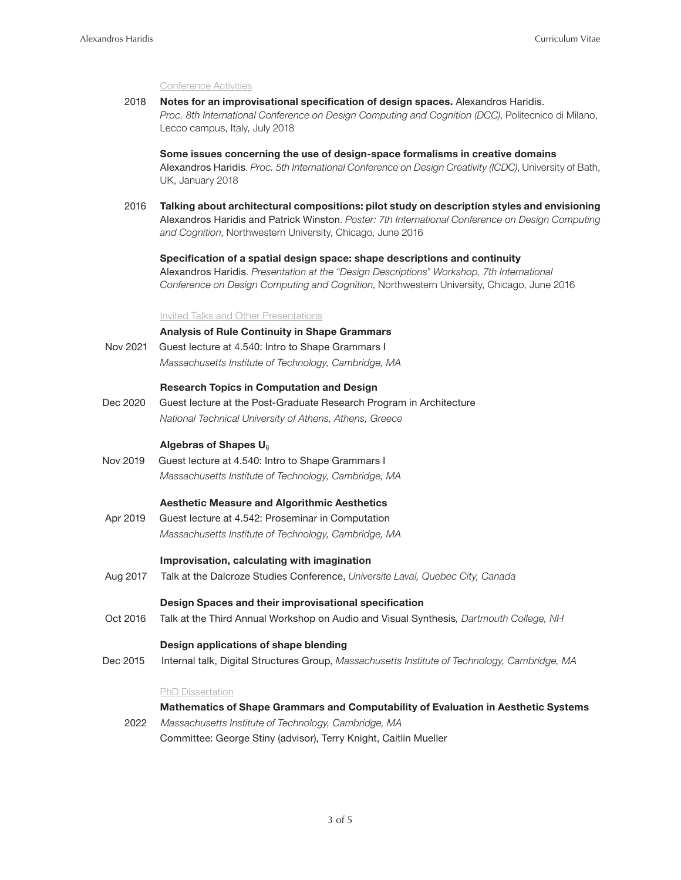## Conference Activities

2018 **Notes for an improvisational specification of design spaces.** Alexandros Haridis. *Proc. 8th International Conference on Design Computing and Cognition (DCC)*, Politecnico di Milano, Lecco campus, Italy, July 2018

**Some issues concerning the use of design-space formalisms in creative domains** Alexandros Haridis. *Proc. 5th International Conference on Design Creativity (ICDC)*, University of Bath, UK, January 2018

2016 **Talking about architectural compositions: pilot study on description styles and envisioning** Alexandros Haridis and Patrick Winston. *Poster: 7th International Conference on Design Computing and Cognition*, Northwestern University, Chicago, June 2016

**Specification of a spatial design space: shape descriptions and continuity** Alexandros Haridis. *Presentation at the "Design Descriptions" Workshop, 7th International Conference on Design Computing and Cognition*, Northwestern University, Chicago, June 2016

## Invited Talks and Other Presentations

**Analysis of Rule Continuity in Shape Grammars**
Nov 2021 Guest lecture at 4.540: Intro to Shape Grammars I
*Massachusetts Institute of Technology, Cambridge, MA*

**Research Topics in Computation and Design**
Dec 2020 Guest lecture at the Post-Graduate Research Program in Architecture
*National Technical University of Athens, Athens, Greece*

**Algebras of Shapes $U_{ij}$**
Nov 2019 Guest lecture at 4.540: Intro to Shape Grammars I
*Massachusetts Institute of Technology, Cambridge, MA*

**Aesthetic Measure and Algorithmic Aesthetics**
Apr 2019 Guest lecture at 4.542: Proseminar in Computation
*Massachusetts Institute of Technology, Cambridge, MA*

**Improvisation, calculating with imagination**
Aug 2017 Talk at the Dalcroze Studies Conference, *Universite Laval, Quebec City, Canada*

**Design Spaces and their improvisational specification**
Oct 2016 Talk at the Third Annual Workshop on Audio and Visual Synthesis*, Dartmouth College, NH*

**Design applications of shape blending**
Dec 2015 Internal talk, Digital Structures Group, *Massachusetts Institute of Technology, Cambridge, MA*

## PhD Dissertation

**Mathematics of Shape Grammars and Computability of Evaluation in Aesthetic Systems**
2022 *Massachusetts Institute of Technology, Cambridge, MA*
Committee: George Stiny (advisor), Terry Knight, Caitlin Mueller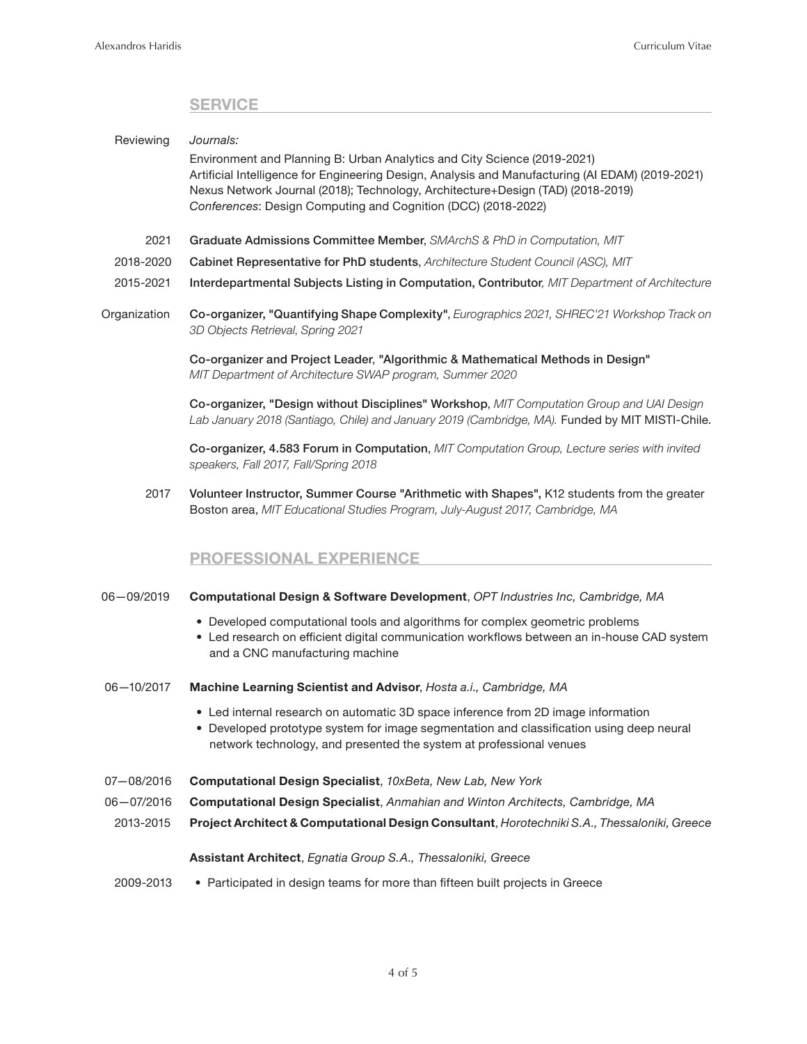## SERVICE

**Reviewing**

*Journals:*

Environment and Planning B: Urban Analytics and City Science (2019-2021)
Artificial Intelligence for Engineering Design, Analysis and Manufacturing (AI EDAM) (2019-2021)
Nexus Network Journal (2018); Technology, Architecture+Design (TAD) (2018-2019)
*Conferences*: Design Computing and Cognition (DCC) (2018-2022)

2021 — **Graduate Admissions Committee Member**, *SMArchS & PhD in Computation, MIT*

2018-2020 — **Cabinet Representative for PhD students**, *Architecture Student Council (ASC), MIT*

2015-2021 — **Interdepartmental Subjects Listing in Computation, Contributor**, *MIT Department of Architecture*

**Organization**

**Co-organizer, "Quantifying Shape Complexity"**, *Eurographics 2021, SHREC'21 Workshop Track on 3D Objects Retrieval, Spring 2021*

**Co-organizer and Project Leader, "Algorithmic & Mathematical Methods in Design"**
*MIT Department of Architecture SWAP program, Summer 2020*

**Co-organizer, "Design without Disciplines" Workshop**, *MIT Computation Group and UAI Design Lab January 2018 (Santiago, Chile) and January 2019 (Cambridge, MA).* Funded by MIT MISTI-Chile.

**Co-organizer, 4.583 Forum in Computation**, *MIT Computation Group, Lecture series with invited speakers, Fall 2017, Fall/Spring 2018*

2017 — **Volunteer Instructor, Summer Course "Arithmetic with Shapes",** K12 students from the greater Boston area, *MIT Educational Studies Program, July-August 2017, Cambridge, MA*

## PROFESSIONAL EXPERIENCE

06—09/2019 — **Computational Design & Software Development**, *OPT Industries Inc, Cambridge, MA*

- Developed computational tools and algorithms for complex geometric problems
- Led research on efficient digital communication workflows between an in-house CAD system and a CNC manufacturing machine

06—10/2017 — **Machine Learning Scientist and Advisor**, *Hosta a.i., Cambridge, MA*

- Led internal research on automatic 3D space inference from 2D image information
- Developed prototype system for image segmentation and classification using deep neural network technology, and presented the system at professional venues

07—08/2016 — **Computational Design Specialist**, *10xBeta, New Lab, New York*

06—07/2016 — **Computational Design Specialist**, *Anmahian and Winton Architects, Cambridge, MA*

2013-2015 — **Project Architect & Computational Design Consultant**, *Horotechniki S.A., Thessaloniki, Greece*

2009-2013 — **Assistant Architect**, *Egnatia Group S.A., Thessaloniki, Greece*

- Participated in design teams for more than fifteen built projects in Greece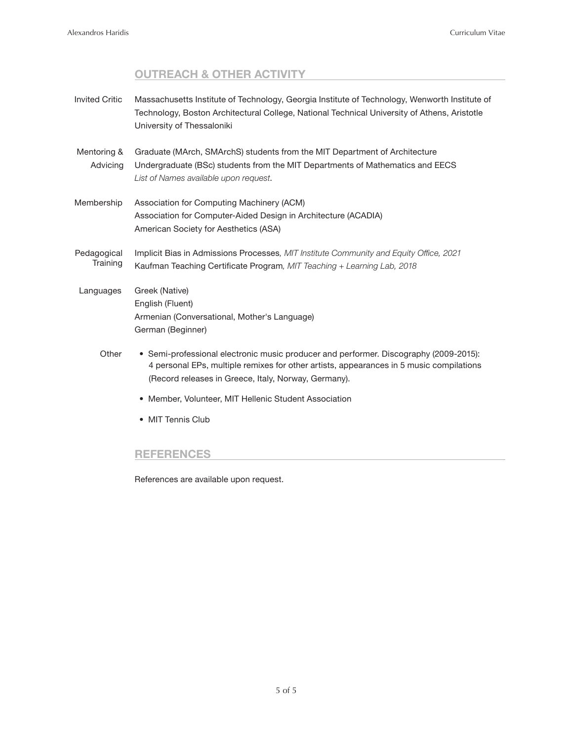## OUTREACH & OTHER ACTIVITY

**Invited Critic**
Massachusetts Institute of Technology, Georgia Institute of Technology, Wenworth Institute of Technology, Boston Architectural College, National Technical University of Athens, Aristotle University of Thessaloniki

**Mentoring & Advicing**
Graduate (MArch, SMArchS) students from the MIT Department of Architecture
Undergraduate (BSc) students from the MIT Departments of Mathematics and EECS
*List of Names available upon request*.

**Membership**
Association for Computing Machinery (ACM)
Association for Computer-Aided Design in Architecture (ACADIA)
American Society for Aesthetics (ASA)

**Pedagogical Training**
Implicit Bias in Admissions Processes*, MIT Institute Community and Equity Office, 2021*
Kaufman Teaching Certificate Program*, MIT Teaching + Learning Lab, 2018*

**Languages**
Greek (Native)
English (Fluent)
Armenian (Conversational, Mother's Language)
German (Beginner)

**Other**

- Semi-professional electronic music producer and performer. Discography (2009-2015): 4 personal EPs, multiple remixes for other artists, appearances in 5 music compilations (Record releases in Greece, Italy, Norway, Germany).
- Member, Volunteer, MIT Hellenic Student Association
- MIT Tennis Club

## REFERENCES

References are available upon request.